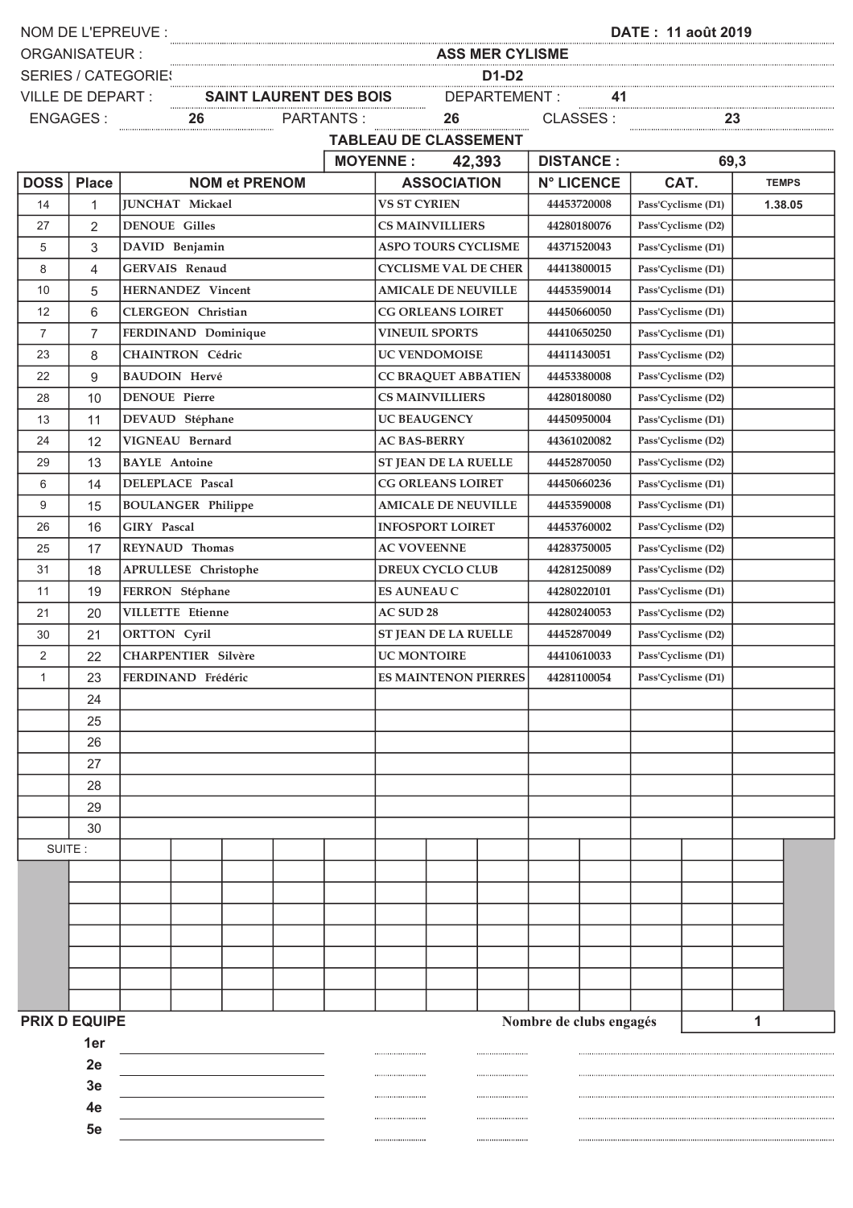NOM DE L'EPREUVE : DATE : 11 août 2019

ORGANISATEUR : ASS MER CYLISME

SERIES / CATEGORIES D1-D2

VILLE DE DEPART : SAINT LAURENT DES BOIS DEPARTEMENT : 41

ENGAGES : 26 PARTANTS : 26 CLASSES : 23

## TABLEAU DE CLASSEMENT

MOYENNE : 42,393 DISTANCE : 69,3

| DOSS | Place | NOM et PRENOM | ASSOCIATION | N° LICENCE | CAT. | TEMPS |
|---|---|---|---|---|---|---|
| 14 | 1 | JUNCHAT Mickael | VS ST CYRIEN | 44453720008 | Pass'Cyclisme (D1) | 1.38.05 |
| 27 | 2 | DENOUE Gilles | CS MAINVILLIERS | 44280180076 | Pass'Cyclisme (D2) | |
| 5 | 3 | DAVID Benjamin | ASPO TOURS CYCLISME | 44371520043 | Pass'Cyclisme (D1) | |
| 8 | 4 | GERVAIS Renaud | CYCLISME VAL DE CHER | 44413800015 | Pass'Cyclisme (D1) | |
| 10 | 5 | HERNANDEZ Vincent | AMICALE DE NEUVILLE | 44453590014 | Pass'Cyclisme (D1) | |
| 12 | 6 | CLERGEON Christian | CG ORLEANS LOIRET | 44450660050 | Pass'Cyclisme (D1) | |
| 7 | 7 | FERDINAND Dominique | VINEUIL SPORTS | 44410650250 | Pass'Cyclisme (D1) | |
| 23 | 8 | CHAINTRON Cédric | UC VENDOMOISE | 44411430051 | Pass'Cyclisme (D2) | |
| 22 | 9 | BAUDOIN Hervé | CC BRAQUET ABBATIEN | 44453380008 | Pass'Cyclisme (D2) | |
| 28 | 10 | DENOUE Pierre | CS MAINVILLIERS | 44280180080 | Pass'Cyclisme (D2) | |
| 13 | 11 | DEVAUD Stéphane | UC BEAUGENCY | 44450950004 | Pass'Cyclisme (D1) | |
| 24 | 12 | VIGNEAU Bernard | AC BAS-BERRY | 44361020082 | Pass'Cyclisme (D2) | |
| 29 | 13 | BAYLE Antoine | ST JEAN DE LA RUELLE | 44452870050 | Pass'Cyclisme (D2) | |
| 6 | 14 | DELEPLACE Pascal | CG ORLEANS LOIRET | 44450660236 | Pass'Cyclisme (D1) | |
| 9 | 15 | BOULANGER Philippe | AMICALE DE NEUVILLE | 44453590008 | Pass'Cyclisme (D1) | |
| 26 | 16 | GIRY Pascal | INFOSPORT LOIRET | 44453760002 | Pass'Cyclisme (D2) | |
| 25 | 17 | REYNAUD Thomas | AC VOVEENNE | 44283750005 | Pass'Cyclisme (D2) | |
| 31 | 18 | APRULLESE Christophe | DREUX CYCLO CLUB | 44281250089 | Pass'Cyclisme (D2) | |
| 11 | 19 | FERRON Stéphane | ES AUNEAU C | 44280220101 | Pass'Cyclisme (D1) | |
| 21 | 20 | VILLETTE Etienne | AC SUD 28 | 44280240053 | Pass'Cyclisme (D2) | |
| 30 | 21 | ORTTON Cyril | ST JEAN DE LA RUELLE | 44452870049 | Pass'Cyclisme (D2) | |
| 2 | 22 | CHARPENTIER Silvère | UC MONTOIRE | 44410610033 | Pass'Cyclisme (D1) | |
| 1 | 23 | FERDINAND Frédéric | ES MAINTENON PIERRES | 44281100054 | Pass'Cyclisme (D1) | |
| | 24 | | | | | |
| | 25 | | | | | |
| | 26 | | | | | |
| | 27 | | | | | |
| | 28 | | | | | |
| | 29 | | | | | |
| | 30 | | | | | |

SUITE :

**PRIX D EQUIPE** Nombre de clubs engagés 1

1er

2e

3e

4e

5e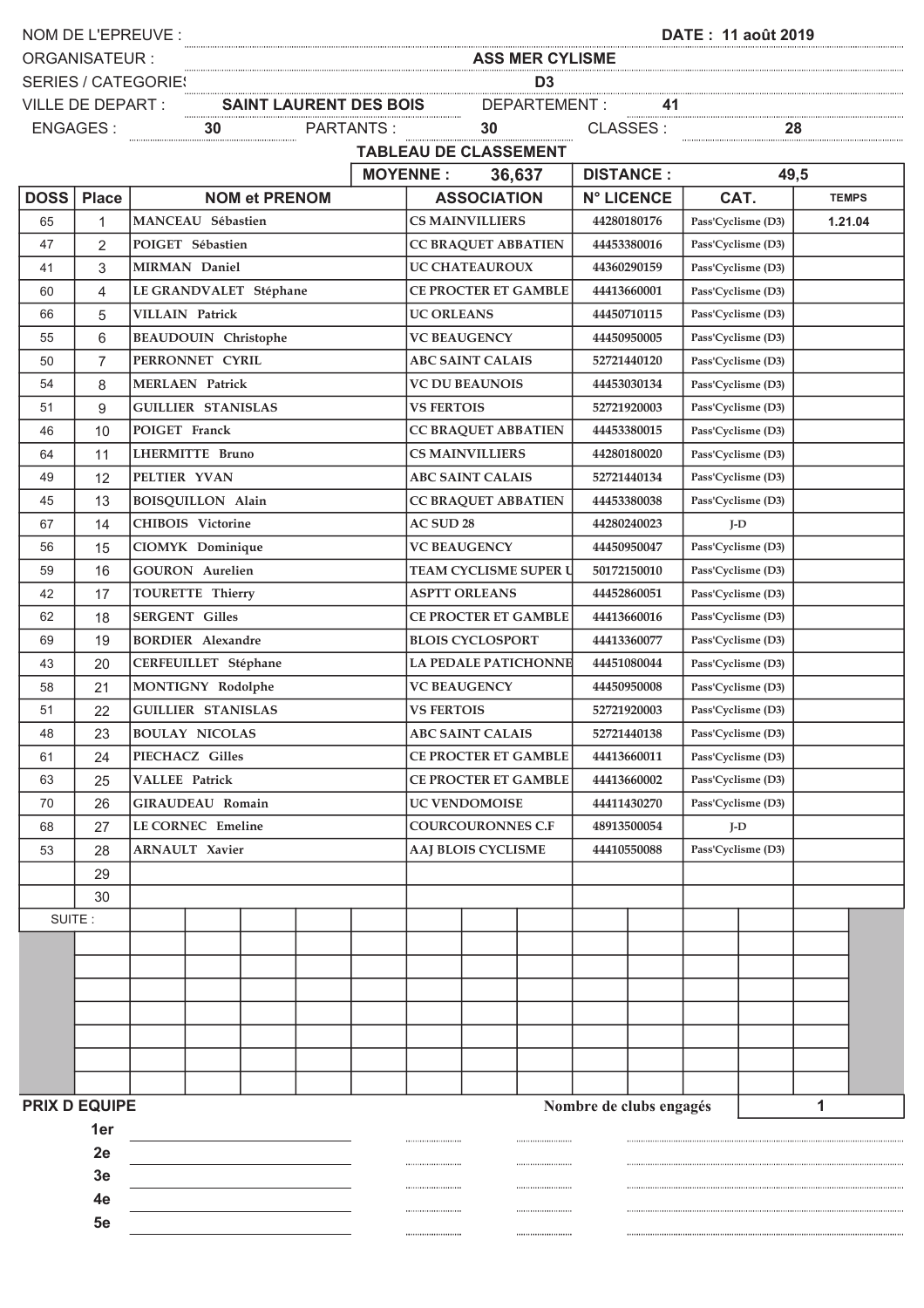NOM DE L'EPREUVE : **DATE : 11 août 2019**

ORGANISATEUR : **ASS MER CYLISME**

SERIES / CATEGORIES **D3**

VILLE DE DEPART : **SAINT LAURENT DES BOIS** DEPARTEMENT : **41**

ENGAGES : **30** PARTANTS : **30** CLASSES : **28**

## TABLEAU DE CLASSEMENT

**MOYENNE : 36,637** **DISTANCE : 49,5**

| DOSS | Place | NOM et PRENOM | ASSOCIATION | N° LICENCE | CAT. | TEMPS |
|---|---|---|---|---|---|---|
| 65 | 1 | MANCEAU Sébastien | CS MAINVILLIERS | 44280180176 | Pass'Cyclisme (D3) | 1.21.04 |
| 47 | 2 | POIGET Sébastien | CC BRAQUET ABBATIEN | 44453380016 | Pass'Cyclisme (D3) | |
| 41 | 3 | MIRMAN Daniel | UC CHATEAUROUX | 44360290159 | Pass'Cyclisme (D3) | |
| 60 | 4 | LE GRANDVALET Stéphane | CE PROCTER ET GAMBLE | 44413660001 | Pass'Cyclisme (D3) | |
| 66 | 5 | VILLAIN Patrick | UC ORLEANS | 44450710115 | Pass'Cyclisme (D3) | |
| 55 | 6 | BEAUDOUIN Christophe | VC BEAUGENCY | 44450950005 | Pass'Cyclisme (D3) | |
| 50 | 7 | PERRONNET CYRIL | ABC SAINT CALAIS | 52721440120 | Pass'Cyclisme (D3) | |
| 54 | 8 | MERLAEN Patrick | VC DU BEAUNOIS | 44453030134 | Pass'Cyclisme (D3) | |
| 51 | 9 | GUILLIER STANISLAS | VS FERTOIS | 52721920003 | Pass'Cyclisme (D3) | |
| 46 | 10 | POIGET Franck | CC BRAQUET ABBATIEN | 44453380015 | Pass'Cyclisme (D3) | |
| 64 | 11 | LHERMITTE Bruno | CS MAINVILLIERS | 44280180020 | Pass'Cyclisme (D3) | |
| 49 | 12 | PELTIER YVAN | ABC SAINT CALAIS | 52721440134 | Pass'Cyclisme (D3) | |
| 45 | 13 | BOISQUILLON Alain | CC BRAQUET ABBATIEN | 44453380038 | Pass'Cyclisme (D3) | |
| 67 | 14 | CHIBOIS Victorine | AC SUD 28 | 44280240023 | J-D | |
| 56 | 15 | CIOMYK Dominique | VC BEAUGENCY | 44450950047 | Pass'Cyclisme (D3) | |
| 59 | 16 | GOURON Aurelien | TEAM CYCLISME SUPER U | 50172150010 | Pass'Cyclisme (D3) | |
| 42 | 17 | TOURETTE Thierry | ASPTT ORLEANS | 44452860051 | Pass'Cyclisme (D3) | |
| 62 | 18 | SERGENT Gilles | CE PROCTER ET GAMBLE | 44413660016 | Pass'Cyclisme (D3) | |
| 69 | 19 | BORDIER Alexandre | BLOIS CYCLOSPORT | 44413360077 | Pass'Cyclisme (D3) | |
| 43 | 20 | CERFEUILLET Stéphane | LA PEDALE PATICHONNE | 44451080044 | Pass'Cyclisme (D3) | |
| 58 | 21 | MONTIGNY Rodolphe | VC BEAUGENCY | 44450950008 | Pass'Cyclisme (D3) | |
| 51 | 22 | GUILLIER STANISLAS | VS FERTOIS | 52721920003 | Pass'Cyclisme (D3) | |
| 48 | 23 | BOULAY NICOLAS | ABC SAINT CALAIS | 52721440138 | Pass'Cyclisme (D3) | |
| 61 | 24 | PIECHACZ Gilles | CE PROCTER ET GAMBLE | 44413660011 | Pass'Cyclisme (D3) | |
| 63 | 25 | VALLEE Patrick | CE PROCTER ET GAMBLE | 44413660002 | Pass'Cyclisme (D3) | |
| 70 | 26 | GIRAUDEAU Romain | UC VENDOMOISE | 44411430270 | Pass'Cyclisme (D3) | |
| 68 | 27 | LE CORNEC Emeline | COURCOURONNES C.F | 48913500054 | J-D | |
| 53 | 28 | ARNAULT Xavier | AAJ BLOIS CYCLISME | 44410550088 | Pass'Cyclisme (D3) | |
| | 29 | | | | | |
| | 30 | | | | | |

SUITE :

**PRIX D EQUIPE** — **Nombre de clubs engagés** : **1**

1er

2e

3e

4e

5e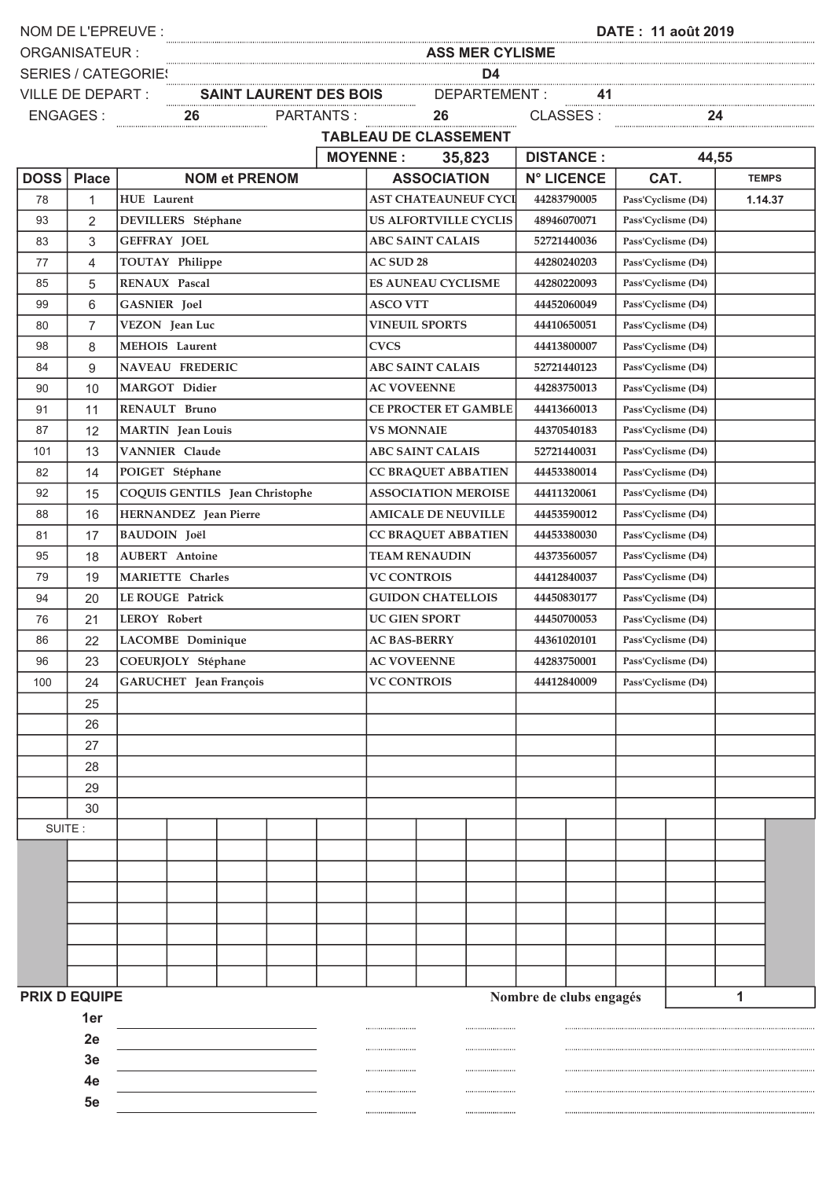NOM DE L'EPREUVE : DATE : 11 août 2019

ORGANISATEUR : ASS MER CYLISME

SERIES / CATEGORIES D4

VILLE DE DEPART : SAINT LAURENT DES BOIS DEPARTEMENT : 41

ENGAGES : 26 PARTANTS : 26 CLASSES : 24

## TABLEAU DE CLASSEMENT

MOYENNE : 35,823 DISTANCE : 44,55

| DOSS | Place | NOM et PRENOM | ASSOCIATION | N° LICENCE | CAT. | TEMPS |
|---|---|---|---|---|---|---|
| 78 | 1 | HUE Laurent | AST CHATEAUNEUF CYCL | 44283790005 | Pass'Cyclisme (D4) | 1.14.37 |
| 93 | 2 | DEVILLERS Stéphane | US ALFORTVILLE CYCLIS | 48946070071 | Pass'Cyclisme (D4) | |
| 83 | 3 | GEFFRAY JOEL | ABC SAINT CALAIS | 52721440036 | Pass'Cyclisme (D4) | |
| 77 | 4 | TOUTAY Philippe | AC SUD 28 | 44280240203 | Pass'Cyclisme (D4) | |
| 85 | 5 | RENAUX Pascal | ES AUNEAU CYCLISME | 44280220093 | Pass'Cyclisme (D4) | |
| 99 | 6 | GASNIER Joel | ASCO VTT | 44452060049 | Pass'Cyclisme (D4) | |
| 80 | 7 | VEZON Jean Luc | VINEUIL SPORTS | 44410650051 | Pass'Cyclisme (D4) | |
| 98 | 8 | MEHOIS Laurent | CVCS | 44413800007 | Pass'Cyclisme (D4) | |
| 84 | 9 | NAVEAU FREDERIC | ABC SAINT CALAIS | 52721440123 | Pass'Cyclisme (D4) | |
| 90 | 10 | MARGOT Didier | AC VOVEENNE | 44283750013 | Pass'Cyclisme (D4) | |
| 91 | 11 | RENAULT Bruno | CE PROCTER ET GAMBLE | 44413660013 | Pass'Cyclisme (D4) | |
| 87 | 12 | MARTIN Jean Louis | VS MONNAIE | 44370540183 | Pass'Cyclisme (D4) | |
| 101 | 13 | VANNIER Claude | ABC SAINT CALAIS | 52721440031 | Pass'Cyclisme (D4) | |
| 82 | 14 | POIGET Stéphane | CC BRAQUET ABBATIEN | 44453380014 | Pass'Cyclisme (D4) | |
| 92 | 15 | COQUIS GENTILS Jean Christophe | ASSOCIATION MEROISE | 44411320061 | Pass'Cyclisme (D4) | |
| 88 | 16 | HERNANDEZ Jean Pierre | AMICALE DE NEUVILLE | 44453590012 | Pass'Cyclisme (D4) | |
| 81 | 17 | BAUDOIN Joël | CC BRAQUET ABBATIEN | 44453380030 | Pass'Cyclisme (D4) | |
| 95 | 18 | AUBERT Antoine | TEAM RENAUDIN | 44373560057 | Pass'Cyclisme (D4) | |
| 79 | 19 | MARIETTE Charles | VC CONTROIS | 44412840037 | Pass'Cyclisme (D4) | |
| 94 | 20 | LE ROUGE Patrick | GUIDON CHATELLOIS | 44450830177 | Pass'Cyclisme (D4) | |
| 76 | 21 | LEROY Robert | UC GIEN SPORT | 44450700053 | Pass'Cyclisme (D4) | |
| 86 | 22 | LACOMBE Dominique | AC BAS-BERRY | 44361020101 | Pass'Cyclisme (D4) | |
| 96 | 23 | COEURJOLY Stéphane | AC VOVEENNE | 44283750001 | Pass'Cyclisme (D4) | |
| 100 | 24 | GARUCHET Jean François | VC CONTROIS | 44412840009 | Pass'Cyclisme (D4) | |
| | 25 | | | | | |
| | 26 | | | | | |
| | 27 | | | | | |
| | 28 | | | | | |
| | 29 | | | | | |
| | 30 | | | | | |

SUITE :

**PRIX D EQUIPE** Nombre de clubs engagés 1

1er

2e

3e

4e

5e